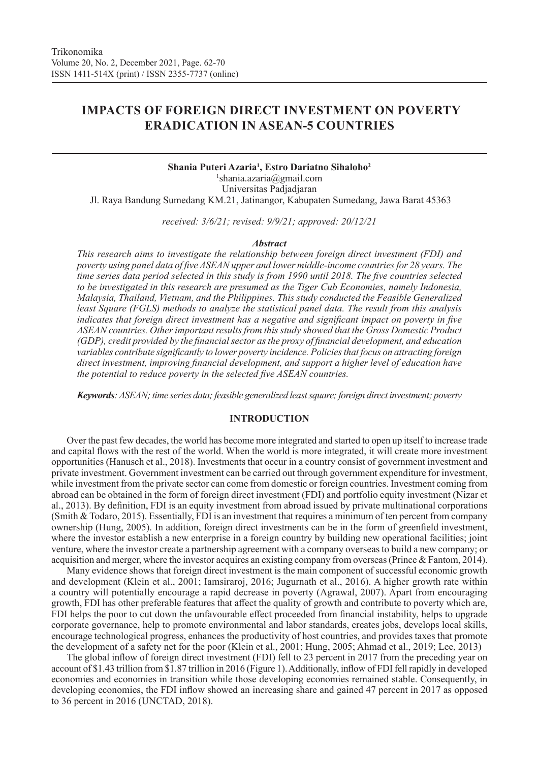# IMPACTS OF FOREIGN DIRECT INVESTMENT ON POVERTY ERADICATION IN ASEAN-5 COUNTRIES

**Shania Puteri Azaria[1], Estro Dariatno Sihaloho[2]**

[1]shania.azaria@gmail.com
Universitas Padjadjaran
Jl. Raya Bandung Sumedang KM.21, Jatinangor, Kabupaten Sumedang, Jawa Barat 45363

*received: 3/6/21; revised: 9/9/21; approved: 20/12/21*

### *Abstract*

*This research aims to investigate the relationship between foreign direct investment (FDI) and poverty using panel data of five ASEAN upper and lower middle-income countries for 28 years. The time series data period selected in this study is from 1990 until 2018. The five countries selected to be investigated in this research are presumed as the Tiger Cub Economies, namely Indonesia, Malaysia, Thailand, Vietnam, and the Philippines. This study conducted the Feasible Generalized least Square (FGLS) methods to analyze the statistical panel data. The result from this analysis indicates that foreign direct investment has a negative and significant impact on poverty in five ASEAN countries. Other important results from this study showed that the Gross Domestic Product (GDP), credit provided by the financial sector as the proxy of financial development, and education variables contribute significantly to lower poverty incidence. Policies that focus on attracting foreign direct investment, improving financial development, and support a higher level of education have the potential to reduce poverty in the selected five ASEAN countries.*

***Keywords****: ASEAN; time series data; feasible generalized least square; foreign direct investment; poverty*

## INTRODUCTION

Over the past few decades, the world has become more integrated and started to open up itself to increase trade and capital flows with the rest of the world. When the world is more integrated, it will create more investment opportunities (Hanusch et al., 2018). Investments that occur in a country consist of government investment and private investment. Government investment can be carried out through government expenditure for investment, while investment from the private sector can come from domestic or foreign countries. Investment coming from abroad can be obtained in the form of foreign direct investment (FDI) and portfolio equity investment (Nizar et al., 2013). By definition, FDI is an equity investment from abroad issued by private multinational corporations (Smith & Todaro, 2015). Essentially, FDI is an investment that requires a minimum of ten percent from company ownership (Hung, 2005). In addition, foreign direct investments can be in the form of greenfield investment, where the investor establish a new enterprise in a foreign country by building new operational facilities; joint venture, where the investor create a partnership agreement with a company overseas to build a new company; or acquisition and merger, where the investor acquires an existing company from overseas (Prince & Fantom, 2014).

Many evidence shows that foreign direct investment is the main component of successful economic growth and development (Klein et al., 2001; Iamsiraroj, 2016; Jugurnath et al., 2016). A higher growth rate within a country will potentially encourage a rapid decrease in poverty (Agrawal, 2007). Apart from encouraging growth, FDI has other preferable features that affect the quality of growth and contribute to poverty which are, FDI helps the poor to cut down the unfavourable effect proceeded from financial instability, helps to upgrade corporate governance, help to promote environmental and labor standards, creates jobs, develops local skills, encourage technological progress, enhances the productivity of host countries, and provides taxes that promote the development of a safety net for the poor (Klein et al., 2001; Hung, 2005; Ahmad et al., 2019; Lee, 2013)

The global inflow of foreign direct investment (FDI) fell to 23 percent in 2017 from the preceding year on account of $1.43 trillion from $1.87 trillion in 2016 (Figure 1). Additionally, inflow of FDI fell rapidly in developed economies and economies in transition while those developing economies remained stable. Consequently, in developing economies, the FDI inflow showed an increasing share and gained 47 percent in 2017 as opposed to 36 percent in 2016 (UNCTAD, 2018).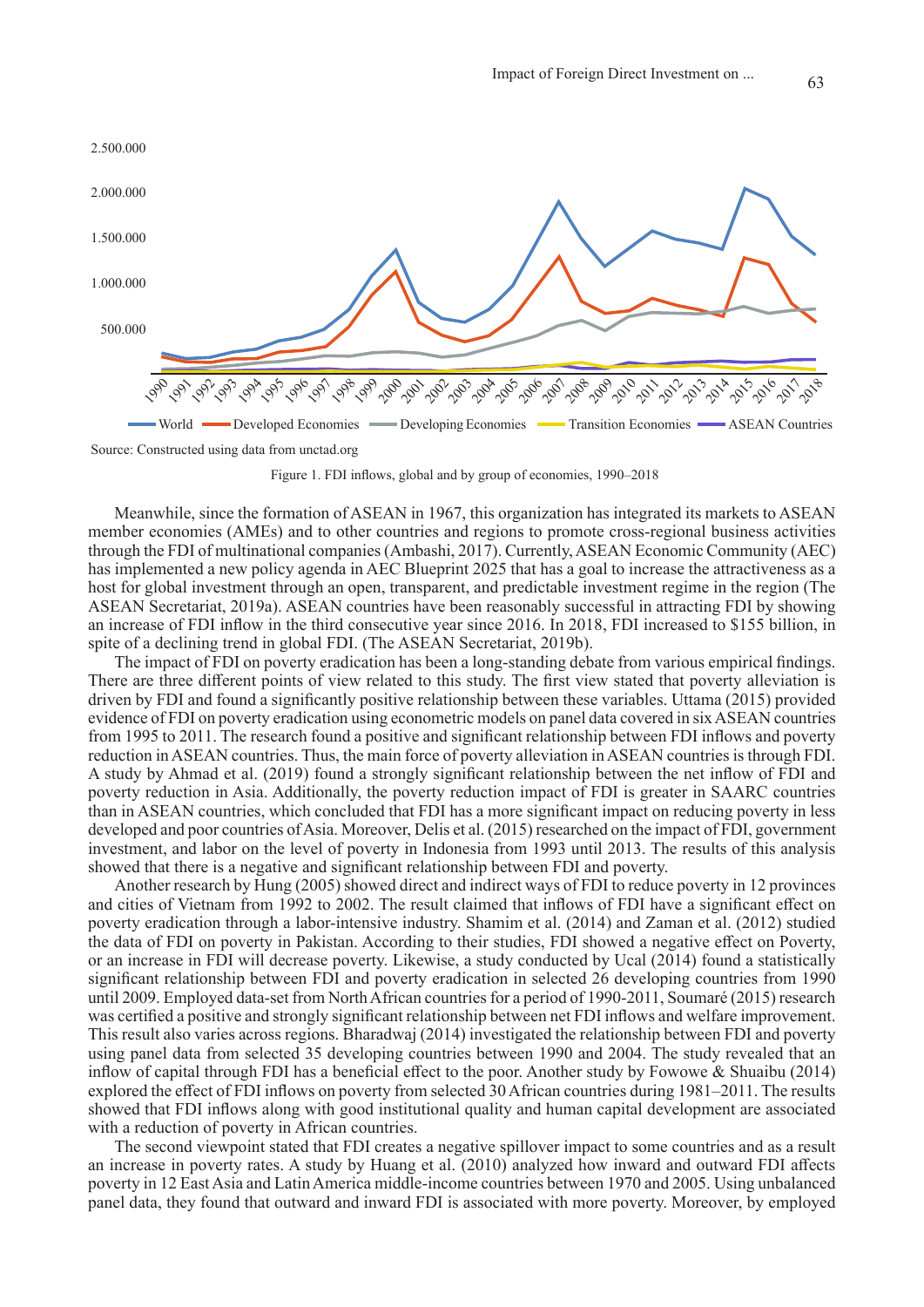2.500.000

2.000.000

1.500.000

1.000.000

500.000

1990 1991 1992 1993 1994 1995 1996 1997 1998 1999 2000 2001 2002 2003 2004 2005 2006 2007 2008 2009 2010 2011 2012 2013 2014 2015 2016 2017 2018

World Developed Economies Developing Economies Transition Economies ASEAN Countries

Source: Constructed using data from unctad.org

Figure 1. FDI inflows, global and by group of economies, 1990–2018

Meanwhile, since the formation of ASEAN in 1967, this organization has integrated its markets to ASEAN member economies (AMEs) and to other countries and regions to promote cross-regional business activities through the FDI of multinational companies (Ambashi, 2017). Currently, ASEAN Economic Community (AEC) has implemented a new policy agenda in AEC Blueprint 2025 that has a goal to increase the attractiveness as a host for global investment through an open, transparent, and predictable investment regime in the region (The ASEAN Secretariat, 2019a). ASEAN countries have been reasonably successful in attracting FDI by showing an increase of FDI inflow in the third consecutive year since 2016. In 2018, FDI increased to $155 billion, in spite of a declining trend in global FDI. (The ASEAN Secretariat, 2019b).

The impact of FDI on poverty eradication has been a long-standing debate from various empirical findings. There are three different points of view related to this study. The first view stated that poverty alleviation is driven by FDI and found a significantly positive relationship between these variables. Uttama (2015) provided evidence of FDI on poverty eradication using econometric models on panel data covered in six ASEAN countries from 1995 to 2011. The research found a positive and significant relationship between FDI inflows and poverty reduction in ASEAN countries. Thus, the main force of poverty alleviation in ASEAN countries is through FDI. A study by Ahmad et al. (2019) found a strongly significant relationship between the net inflow of FDI and poverty reduction in Asia. Additionally, the poverty reduction impact of FDI is greater in SAARC countries than in ASEAN countries, which concluded that FDI has a more significant impact on reducing poverty in less developed and poor countries of Asia. Moreover, Delis et al. (2015) researched on the impact of FDI, government investment, and labor on the level of poverty in Indonesia from 1993 until 2013. The results of this analysis showed that there is a negative and significant relationship between FDI and poverty.

Another research by Hung (2005) showed direct and indirect ways of FDI to reduce poverty in 12 provinces and cities of Vietnam from 1992 to 2002. The result claimed that inflows of FDI have a significant effect on poverty eradication through a labor-intensive industry. Shamim et al. (2014) and Zaman et al. (2012) studied the data of FDI on poverty in Pakistan. According to their studies, FDI showed a negative effect on Poverty, or an increase in FDI will decrease poverty. Likewise, a study conducted by Ucal (2014) found a statistically significant relationship between FDI and poverty eradication in selected 26 developing countries from 1990 until 2009. Employed data-set from North African countries for a period of 1990-2011, Soumaré (2015) research was certified a positive and strongly significant relationship between net FDI inflows and welfare improvement. This result also varies across regions. Bharadwaj (2014) investigated the relationship between FDI and poverty using panel data from selected 35 developing countries between 1990 and 2004. The study revealed that an inflow of capital through FDI has a beneficial effect to the poor. Another study by Fowowe & Shuaibu (2014) explored the effect of FDI inflows on poverty from selected 30 African countries during 1981–2011. The results showed that FDI inflows along with good institutional quality and human capital development are associated with a reduction of poverty in African countries.

The second viewpoint stated that FDI creates a negative spillover impact to some countries and as a result an increase in poverty rates. A study by Huang et al. (2010) analyzed how inward and outward FDI affects poverty in 12 East Asia and Latin America middle-income countries between 1970 and 2005. Using unbalanced panel data, they found that outward and inward FDI is associated with more poverty. Moreover, by employed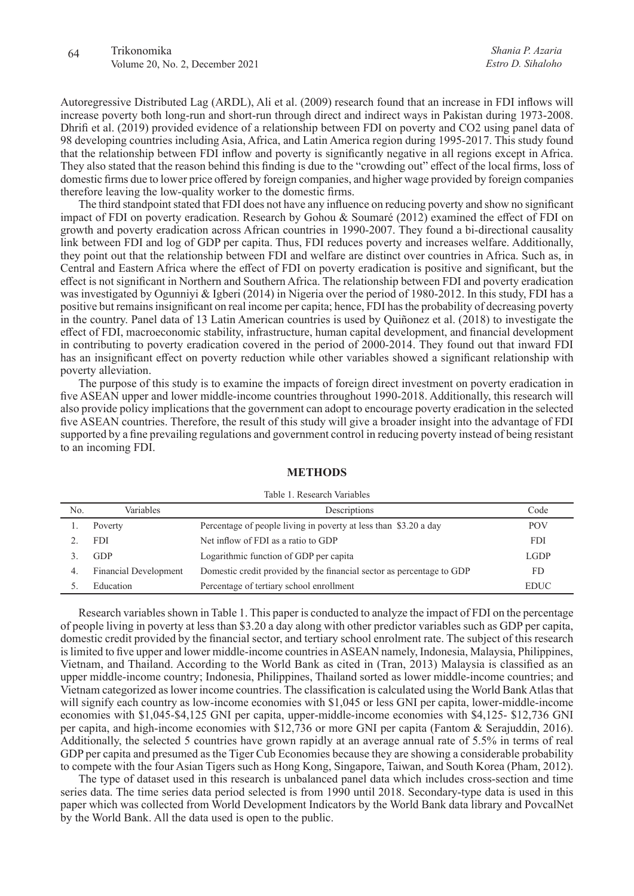Autoregressive Distributed Lag (ARDL), Ali et al. (2009) research found that an increase in FDI inflows will increase poverty both long-run and short-run through direct and indirect ways in Pakistan during 1973-2008. Dhrifi et al. (2019) provided evidence of a relationship between FDI on poverty and CO2 using panel data of 98 developing countries including Asia, Africa, and Latin America region during 1995-2017. This study found that the relationship between FDI inflow and poverty is significantly negative in all regions except in Africa. They also stated that the reason behind this finding is due to the "crowding out" effect of the local firms, loss of domestic firms due to lower price offered by foreign companies, and higher wage provided by foreign companies therefore leaving the low-quality worker to the domestic firms.

The third standpoint stated that FDI does not have any influence on reducing poverty and show no significant impact of FDI on poverty eradication. Research by Gohou & Soumaré (2012) examined the effect of FDI on growth and poverty eradication across African countries in 1990-2007. They found a bi-directional causality link between FDI and log of GDP per capita. Thus, FDI reduces poverty and increases welfare. Additionally, they point out that the relationship between FDI and welfare are distinct over countries in Africa. Such as, in Central and Eastern Africa where the effect of FDI on poverty eradication is positive and significant, but the effect is not significant in Northern and Southern Africa. The relationship between FDI and poverty eradication was investigated by Ogunniyi & Igberi (2014) in Nigeria over the period of 1980-2012. In this study, FDI has a positive but remains insignificant on real income per capita; hence, FDI has the probability of decreasing poverty in the country. Panel data of 13 Latin American countries is used by Quiñonez et al. (2018) to investigate the effect of FDI, macroeconomic stability, infrastructure, human capital development, and financial development in contributing to poverty eradication covered in the period of 2000-2014. They found out that inward FDI has an insignificant effect on poverty reduction while other variables showed a significant relationship with poverty alleviation.

The purpose of this study is to examine the impacts of foreign direct investment on poverty eradication in five ASEAN upper and lower middle-income countries throughout 1990-2018. Additionally, this research will also provide policy implications that the government can adopt to encourage poverty eradication in the selected five ASEAN countries. Therefore, the result of this study will give a broader insight into the advantage of FDI supported by a fine prevailing regulations and government control in reducing poverty instead of being resistant to an incoming FDI.

## METHODS

Table 1. Research Variables

| No. | Variables | Descriptions | Code |
|---|---|---|---|
| 1. | Poverty | Percentage of people living in poverty at less than $3.20 a day | POV |
| 2. | FDI | Net inflow of FDI as a ratio to GDP | FDI |
| 3. | GDP | Logarithmic function of GDP per capita | LGDP |
| 4. | Financial Development | Domestic credit provided by the financial sector as percentage to GDP | FD |
| 5. | Education | Percentage of tertiary school enrollment | EDUC |

Research variables shown in Table 1. This paper is conducted to analyze the impact of FDI on the percentage of people living in poverty at less than $3.20 a day along with other predictor variables such as GDP per capita, domestic credit provided by the financial sector, and tertiary school enrolment rate. The subject of this research is limited to five upper and lower middle-income countries in ASEAN namely, Indonesia, Malaysia, Philippines, Vietnam, and Thailand. According to the World Bank as cited in (Tran, 2013) Malaysia is classified as an upper middle-income country; Indonesia, Philippines, Thailand sorted as lower middle-income countries; and Vietnam categorized as lower income countries. The classification is calculated using the World Bank Atlas that will signify each country as low-income economies with $1,045 or less GNI per capita, lower-middle-income economies with $1,045-$4,125 GNI per capita, upper-middle-income economies with $4,125- $12,736 GNI per capita, and high-income economies with $12,736 or more GNI per capita (Fantom & Serajuddin, 2016). Additionally, the selected 5 countries have grown rapidly at an average annual rate of 5.5% in terms of real GDP per capita and presumed as the Tiger Cub Economies because they are showing a considerable probability to compete with the four Asian Tigers such as Hong Kong, Singapore, Taiwan, and South Korea (Pham, 2012).

The type of dataset used in this research is unbalanced panel data which includes cross-section and time series data. The time series data period selected is from 1990 until 2018. Secondary-type data is used in this paper which was collected from World Development Indicators by the World Bank data library and PovcalNet by the World Bank. All the data used is open to the public.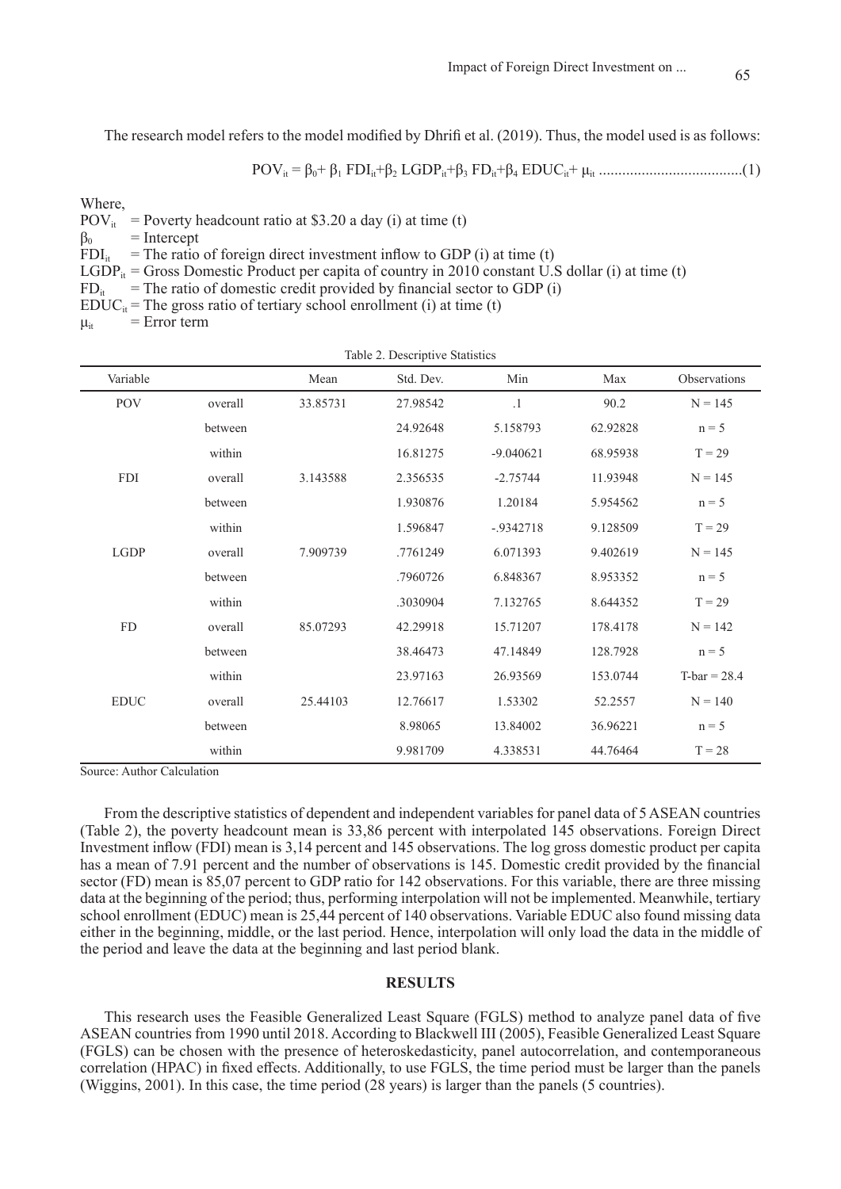The research model refers to the model modified by Dhrifi et al. (2019). Thus, the model used is as follows:

$$POV_{it} = \beta_0 + \beta_1 FDI_{it} + \beta_2 LGDP_{it} + \beta_3 FD_{it} + \beta_4 EDUC_{it} + \mu_{it} \text{ .....................................(1)}$$

Where,

$POV_{it}$ = Poverty headcount ratio at \$3.20 a day (i) at time (t)

$\beta_0$ = Intercept

$FDI_{it}$ = The ratio of foreign direct investment inflow to GDP (i) at time (t)

$LGDP_{it}$ = Gross Domestic Product per capita of country in 2010 constant U.S dollar (i) at time (t)

$FD_{it}$ = The ratio of domestic credit provided by financial sector to GDP (i)

$EDUC_{it}$ = The gross ratio of tertiary school enrollment (i) at time (t)

$\mu_{it}$ = Error term

Table 2. Descriptive Statistics

| Variable | | Mean | Std. Dev. | Min | Max | Observations |
|---|---|---|---|---|---|---|
| POV | overall | 33.85731 | 27.98542 | .1 | 90.2 | N = 145 |
| | between | | 24.92648 | 5.158793 | 62.92828 | n = 5 |
| | within | | 16.81275 | -9.040621 | 68.95938 | T = 29 |
| FDI | overall | 3.143588 | 2.356535 | -2.75744 | 11.93948 | N = 145 |
| | between | | 1.930876 | 1.20184 | 5.954562 | n = 5 |
| | within | | 1.596847 | -.9342718 | 9.128509 | T = 29 |
| LGDP | overall | 7.909739 | .7761249 | 6.071393 | 9.402619 | N = 145 |
| | between | | .7960726 | 6.848367 | 8.953352 | n = 5 |
| | within | | .3030904 | 7.132765 | 8.644352 | T = 29 |
| FD | overall | 85.07293 | 42.29918 | 15.71207 | 178.4178 | N = 142 |
| | between | | 38.46473 | 47.14849 | 128.7928 | n = 5 |
| | within | | 23.97163 | 26.93569 | 153.0744 | T-bar = 28.4 |
| EDUC | overall | 25.44103 | 12.76617 | 1.53302 | 52.2557 | N = 140 |
| | between | | 8.98065 | 13.84002 | 36.96221 | n = 5 |
| | within | | 9.981709 | 4.338531 | 44.76464 | T = 28 |

Source: Author Calculation

From the descriptive statistics of dependent and independent variables for panel data of 5 ASEAN countries (Table 2), the poverty headcount mean is 33,86 percent with interpolated 145 observations. Foreign Direct Investment inflow (FDI) mean is 3,14 percent and 145 observations. The log gross domestic product per capita has a mean of 7.91 percent and the number of observations is 145. Domestic credit provided by the financial sector (FD) mean is 85,07 percent to GDP ratio for 142 observations. For this variable, there are three missing data at the beginning of the period; thus, performing interpolation will not be implemented. Meanwhile, tertiary school enrollment (EDUC) mean is 25,44 percent of 140 observations. Variable EDUC also found missing data either in the beginning, middle, or the last period. Hence, interpolation will only load the data in the middle of the period and leave the data at the beginning and last period blank.

## RESULTS

This research uses the Feasible Generalized Least Square (FGLS) method to analyze panel data of five ASEAN countries from 1990 until 2018. According to Blackwell III (2005), Feasible Generalized Least Square (FGLS) can be chosen with the presence of heteroskedasticity, panel autocorrelation, and contemporaneous correlation (HPAC) in fixed effects. Additionally, to use FGLS, the time period must be larger than the panels (Wiggins, 2001). In this case, the time period (28 years) is larger than the panels (5 countries).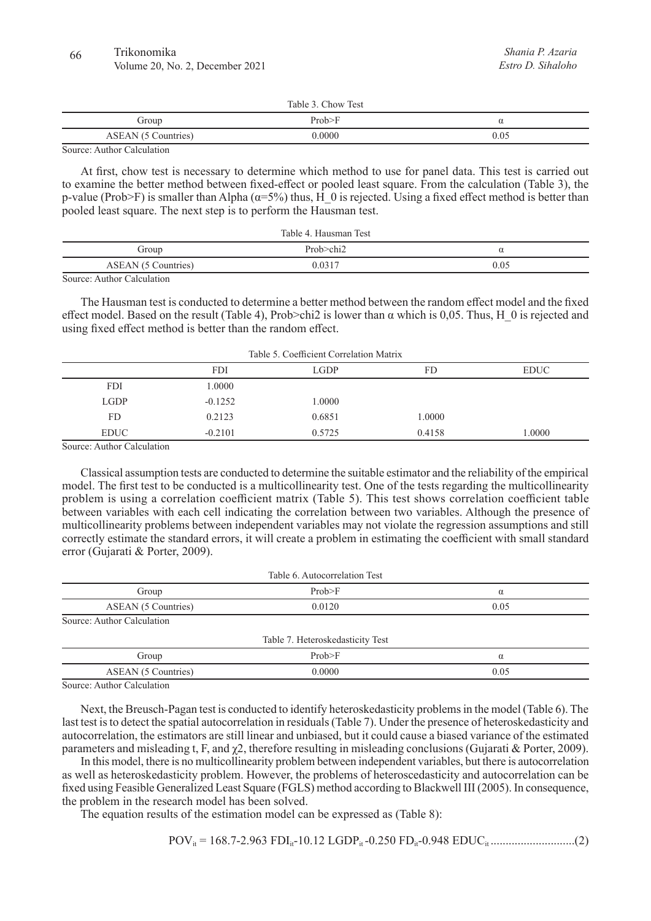Table 3. Chow Test

| Group | Prob>F | α |
|---|---|---|
| ASEAN (5 Countries) | 0.0000 | 0.05 |

Source: Author Calculation

At first, chow test is necessary to determine which method to use for panel data. This test is carried out to examine the better method between fixed-effect or pooled least square. From the calculation (Table 3), the p-value (Prob>F) is smaller than Alpha ($\alpha$=5%) thus, $H_0$ is rejected. Using a fixed effect method is better than pooled least square. The next step is to perform the Hausman test.

Table 4. Hausman Test

| Group | Prob>chi2 | α |
|---|---|---|
| ASEAN (5 Countries) | 0.0317 | 0.05 |

Source: Author Calculation

The Hausman test is conducted to determine a better method between the random effect model and the fixed effect model. Based on the result (Table 4), Prob>chi2 is lower than $\alpha$ which is 0,05. Thus, $H_0$ is rejected and using fixed effect method is better than the random effect.

Table 5. Coefficient Correlation Matrix

| | FDI | LGDP | FD | EDUC |
|---|---|---|---|---|
| FDI | 1.0000 | | | |
| LGDP | -0.1252 | 1.0000 | | |
| FD | 0.2123 | 0.6851 | 1.0000 | |
| EDUC | -0.2101 | 0.5725 | 0.4158 | 1.0000 |

Source: Author Calculation

Classical assumption tests are conducted to determine the suitable estimator and the reliability of the empirical model. The first test to be conducted is a multicollinearity test. One of the tests regarding the multicollinearity problem is using a correlation coefficient matrix (Table 5). This test shows correlation coefficient table between variables with each cell indicating the correlation between two variables. Although the presence of multicollinearity problems between independent variables may not violate the regression assumptions and still correctly estimate the standard errors, it will create a problem in estimating the coefficient with small standard error (Gujarati & Porter, 2009).

Table 6. Autocorrelation Test

| Group | Prob>F | α |
|---|---|---|
| ASEAN (5 Countries) | 0.0120 | 0.05 |

Source: Author Calculation

Table 7. Heteroskedasticity Test

| Group | Prob>F | α |
|---|---|---|
| ASEAN (5 Countries) | 0.0000 | 0.05 |

Source: Author Calculation

Next, the Breusch-Pagan test is conducted to identify heteroskedasticity problems in the model (Table 6). The last test is to detect the spatial autocorrelation in residuals (Table 7). Under the presence of heteroskedasticity and autocorrelation, the estimators are still linear and unbiased, but it could cause a biased variance of the estimated parameters and misleading t, F, and $\chi 2$, therefore resulting in misleading conclusions (Gujarati & Porter, 2009).

In this model, there is no multicollinearity problem between independent variables, but there is autocorrelation as well as heteroskedasticity problem. However, the problems of heteroscedasticity and autocorrelation can be fixed using Feasible Generalized Least Square (FGLS) method according to Blackwell III (2005). In consequence, the problem in the research model has been solved.

The equation results of the estimation model can be expressed as (Table 8):

$$POV_{it} = 168.7 - 2.963\ FDI_{it} - 10.12\ LGDP_{it} - 0.250\ FD_{it} - 0.948\ EDUC_{it} \quad (2)$$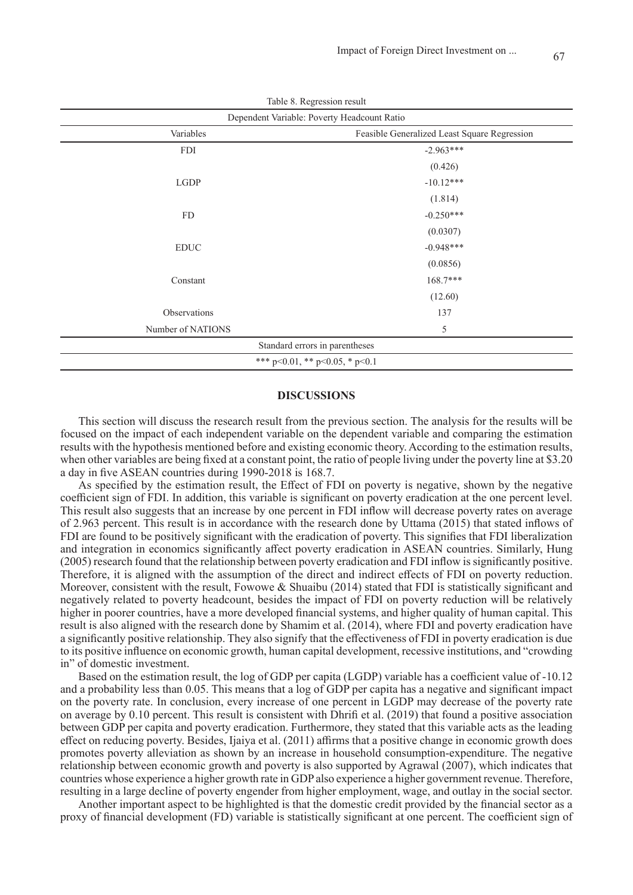Table 8. Regression result

| Dependent Variable: Poverty Headcount Ratio | |
|---|---|
| Variables | Feasible Generalized Least Square Regression |
| FDI | -2.963*** |
| | (0.426) |
| LGDP | -10.12*** |
| | (1.814) |
| FD | -0.250*** |
| | (0.0307) |
| EDUC | -0.948*** |
| | (0.0856) |
| Constant | 168.7*** |
| | (12.60) |
| Observations | 137 |
| Number of NATIONS | 5 |

Standard errors in parentheses

*** $p<0.01$, ** $p<0.05$, * $p<0.1$

## DISCUSSIONS

This section will discuss the research result from the previous section. The analysis for the results will be focused on the impact of each independent variable on the dependent variable and comparing the estimation results with the hypothesis mentioned before and existing economic theory. According to the estimation results, when other variables are being fixed at a constant point, the ratio of people living under the poverty line at $3.20 a day in five ASEAN countries during 1990-2018 is 168.7.

As specified by the estimation result, the Effect of FDI on poverty is negative, shown by the negative coefficient sign of FDI. In addition, this variable is significant on poverty eradication at the one percent level. This result also suggests that an increase by one percent in FDI inflow will decrease poverty rates on average of 2.963 percent. This result is in accordance with the research done by Uttama (2015) that stated inflows of FDI are found to be positively significant with the eradication of poverty. This signifies that FDI liberalization and integration in economics significantly affect poverty eradication in ASEAN countries. Similarly, Hung (2005) research found that the relationship between poverty eradication and FDI inflow is significantly positive. Therefore, it is aligned with the assumption of the direct and indirect effects of FDI on poverty reduction. Moreover, consistent with the result, Fowowe & Shuaibu (2014) stated that FDI is statistically significant and negatively related to poverty headcount, besides the impact of FDI on poverty reduction will be relatively higher in poorer countries, have a more developed financial systems, and higher quality of human capital. This result is also aligned with the research done by Shamim et al. (2014), where FDI and poverty eradication have a significantly positive relationship. They also signify that the effectiveness of FDI in poverty eradication is due to its positive influence on economic growth, human capital development, recessive institutions, and "crowding in" of domestic investment.

Based on the estimation result, the log of GDP per capita (LGDP) variable has a coefficient value of -10.12 and a probability less than 0.05. This means that a log of GDP per capita has a negative and significant impact on the poverty rate. In conclusion, every increase of one percent in LGDP may decrease of the poverty rate on average by 0.10 percent. This result is consistent with Dhrifi et al. (2019) that found a positive association between GDP per capita and poverty eradication. Furthermore, they stated that this variable acts as the leading effect on reducing poverty. Besides, Ijaiya et al. (2011) affirms that a positive change in economic growth does promotes poverty alleviation as shown by an increase in household consumption-expenditure. The negative relationship between economic growth and poverty is also supported by Agrawal (2007), which indicates that countries whose experience a higher growth rate in GDP also experience a higher government revenue. Therefore, resulting in a large decline of poverty engender from higher employment, wage, and outlay in the social sector.

Another important aspect to be highlighted is that the domestic credit provided by the financial sector as a proxy of financial development (FD) variable is statistically significant at one percent. The coefficient sign of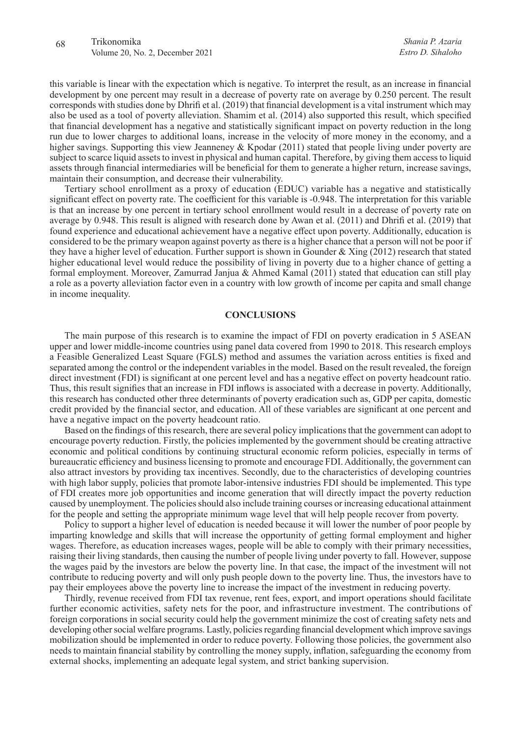this variable is linear with the expectation which is negative. To interpret the result, as an increase in financial development by one percent may result in a decrease of poverty rate on average by 0.250 percent. The result corresponds with studies done by Dhrifi et al. (2019) that financial development is a vital instrument which may also be used as a tool of poverty alleviation. Shamim et al. (2014) also supported this result, which specified that financial development has a negative and statistically significant impact on poverty reduction in the long run due to lower charges to additional loans, increase in the velocity of more money in the economy, and a higher savings. Supporting this view Jeanneney & Kpodar (2011) stated that people living under poverty are subject to scarce liquid assets to invest in physical and human capital. Therefore, by giving them access to liquid assets through financial intermediaries will be beneficial for them to generate a higher return, increase savings, maintain their consumption, and decrease their vulnerability.

Tertiary school enrollment as a proxy of education (EDUC) variable has a negative and statistically significant effect on poverty rate. The coefficient for this variable is -0.948. The interpretation for this variable is that an increase by one percent in tertiary school enrollment would result in a decrease of poverty rate on average by 0.948. This result is aligned with research done by Awan et al. (2011) and Dhrifi et al. (2019) that found experience and educational achievement have a negative effect upon poverty. Additionally, education is considered to be the primary weapon against poverty as there is a higher chance that a person will not be poor if they have a higher level of education. Further support is shown in Gounder & Xing (2012) research that stated higher educational level would reduce the possibility of living in poverty due to a higher chance of getting a formal employment. Moreover, Zamurrad Janjua & Ahmed Kamal (2011) stated that education can still play a role as a poverty alleviation factor even in a country with low growth of income per capita and small change in income inequality.

## CONCLUSIONS

The main purpose of this research is to examine the impact of FDI on poverty eradication in 5 ASEAN upper and lower middle-income countries using panel data covered from 1990 to 2018. This research employs a Feasible Generalized Least Square (FGLS) method and assumes the variation across entities is fixed and separated among the control or the independent variables in the model. Based on the result revealed, the foreign direct investment (FDI) is significant at one percent level and has a negative effect on poverty headcount ratio. Thus, this result signifies that an increase in FDI inflows is associated with a decrease in poverty. Additionally, this research has conducted other three determinants of poverty eradication such as, GDP per capita, domestic credit provided by the financial sector, and education. All of these variables are significant at one percent and have a negative impact on the poverty headcount ratio.

Based on the findings of this research, there are several policy implications that the government can adopt to encourage poverty reduction. Firstly, the policies implemented by the government should be creating attractive economic and political conditions by continuing structural economic reform policies, especially in terms of bureaucratic efficiency and business licensing to promote and encourage FDI. Additionally, the government can also attract investors by providing tax incentives. Secondly, due to the characteristics of developing countries with high labor supply, policies that promote labor-intensive industries FDI should be implemented. This type of FDI creates more job opportunities and income generation that will directly impact the poverty reduction caused by unemployment. The policies should also include training courses or increasing educational attainment for the people and setting the appropriate minimum wage level that will help people recover from poverty.

Policy to support a higher level of education is needed because it will lower the number of poor people by imparting knowledge and skills that will increase the opportunity of getting formal employment and higher wages. Therefore, as education increases wages, people will be able to comply with their primary necessities, raising their living standards, then causing the number of people living under poverty to fall. However, suppose the wages paid by the investors are below the poverty line. In that case, the impact of the investment will not contribute to reducing poverty and will only push people down to the poverty line. Thus, the investors have to pay their employees above the poverty line to increase the impact of the investment in reducing poverty.

Thirdly, revenue received from FDI tax revenue, rent fees, export, and import operations should facilitate further economic activities, safety nets for the poor, and infrastructure investment. The contributions of foreign corporations in social security could help the government minimize the cost of creating safety nets and developing other social welfare programs. Lastly, policies regarding financial development which improve savings mobilization should be implemented in order to reduce poverty. Following those policies, the government also needs to maintain financial stability by controlling the money supply, inflation, safeguarding the economy from external shocks, implementing an adequate legal system, and strict banking supervision.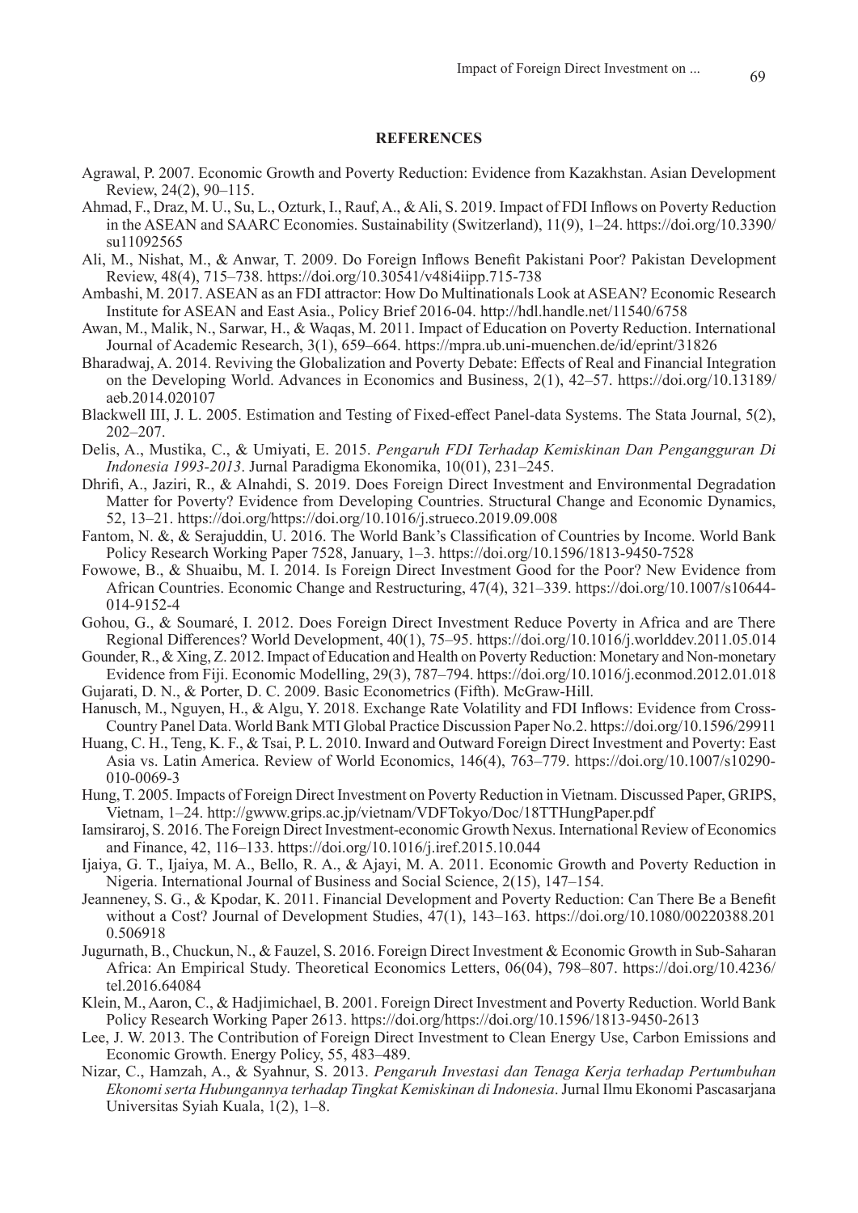## REFERENCES

Agrawal, P. 2007. Economic Growth and Poverty Reduction: Evidence from Kazakhstan. Asian Development Review, 24(2), 90–115.

Ahmad, F., Draz, M. U., Su, L., Ozturk, I., Rauf, A., & Ali, S. 2019. Impact of FDI Inflows on Poverty Reduction in the ASEAN and SAARC Economies. Sustainability (Switzerland), 11(9), 1–24. https://doi.org/10.3390/su11092565

Ali, M., Nishat, M., & Anwar, T. 2009. Do Foreign Inflows Benefit Pakistani Poor? Pakistan Development Review, 48(4), 715–738. https://doi.org/10.30541/v48i4iipp.715-738

Ambashi, M. 2017. ASEAN as an FDI attractor: How Do Multinationals Look at ASEAN? Economic Research Institute for ASEAN and East Asia., Policy Brief 2016-04. http://hdl.handle.net/11540/6758

Awan, M., Malik, N., Sarwar, H., & Waqas, M. 2011. Impact of Education on Poverty Reduction. International Journal of Academic Research, 3(1), 659–664. https://mpra.ub.uni-muenchen.de/id/eprint/31826

Bharadwaj, A. 2014. Reviving the Globalization and Poverty Debate: Effects of Real and Financial Integration on the Developing World. Advances in Economics and Business, 2(1), 42–57. https://doi.org/10.13189/aeb.2014.020107

Blackwell III, J. L. 2005. Estimation and Testing of Fixed-effect Panel-data Systems. The Stata Journal, 5(2), 202–207.

Delis, A., Mustika, C., & Umiyati, E. 2015. *Pengaruh FDI Terhadap Kemiskinan Dan Pengangguran Di Indonesia 1993-2013*. Jurnal Paradigma Ekonomika, 10(01), 231–245.

Dhrifi, A., Jaziri, R., & Alnahdi, S. 2019. Does Foreign Direct Investment and Environmental Degradation Matter for Poverty? Evidence from Developing Countries. Structural Change and Economic Dynamics, 52, 13–21. https://doi.org/https://doi.org/10.1016/j.strueco.2019.09.008

Fantom, N. &, & Serajuddin, U. 2016. The World Bank's Classification of Countries by Income. World Bank Policy Research Working Paper 7528, January, 1–3. https://doi.org/10.1596/1813-9450-7528

Fowowe, B., & Shuaibu, M. I. 2014. Is Foreign Direct Investment Good for the Poor? New Evidence from African Countries. Economic Change and Restructuring, 47(4), 321–339. https://doi.org/10.1007/s10644-014-9152-4

Gohou, G., & Soumaré, I. 2012. Does Foreign Direct Investment Reduce Poverty in Africa and are There Regional Differences? World Development, 40(1), 75–95. https://doi.org/10.1016/j.worlddev.2011.05.014

Gounder, R., & Xing, Z. 2012. Impact of Education and Health on Poverty Reduction: Monetary and Non-monetary Evidence from Fiji. Economic Modelling, 29(3), 787–794. https://doi.org/10.1016/j.econmod.2012.01.018

Gujarati, D. N., & Porter, D. C. 2009. Basic Econometrics (Fifth). McGraw-Hill.

Hanusch, M., Nguyen, H., & Algu, Y. 2018. Exchange Rate Volatility and FDI Inflows: Evidence from Cross-Country Panel Data. World Bank MTI Global Practice Discussion Paper No.2. https://doi.org/10.1596/29911

Huang, C. H., Teng, K. F., & Tsai, P. L. 2010. Inward and Outward Foreign Direct Investment and Poverty: East Asia vs. Latin America. Review of World Economics, 146(4), 763–779. https://doi.org/10.1007/s10290-010-0069-3

Hung, T. 2005. Impacts of Foreign Direct Investment on Poverty Reduction in Vietnam. Discussed Paper, GRIPS, Vietnam, 1–24. http://gwww.grips.ac.jp/vietnam/VDFTokyo/Doc/18TTHungPaper.pdf

Iamsiraroj, S. 2016. The Foreign Direct Investment-economic Growth Nexus. International Review of Economics and Finance, 42, 116–133. https://doi.org/10.1016/j.iref.2015.10.044

Ijaiya, G. T., Ijaiya, M. A., Bello, R. A., & Ajayi, M. A. 2011. Economic Growth and Poverty Reduction in Nigeria. International Journal of Business and Social Science, 2(15), 147–154.

Jeanneney, S. G., & Kpodar, K. 2011. Financial Development and Poverty Reduction: Can There Be a Benefit without a Cost? Journal of Development Studies, 47(1), 143–163. https://doi.org/10.1080/00220388.2010.506918

Jugurnath, B., Chuckun, N., & Fauzel, S. 2016. Foreign Direct Investment & Economic Growth in Sub-Saharan Africa: An Empirical Study. Theoretical Economics Letters, 06(04), 798–807. https://doi.org/10.4236/tel.2016.64084

Klein, M., Aaron, C., & Hadjimichael, B. 2001. Foreign Direct Investment and Poverty Reduction. World Bank Policy Research Working Paper 2613. https://doi.org/https://doi.org/10.1596/1813-9450-2613

Lee, J. W. 2013. The Contribution of Foreign Direct Investment to Clean Energy Use, Carbon Emissions and Economic Growth. Energy Policy, 55, 483–489.

Nizar, C., Hamzah, A., & Syahnur, S. 2013. *Pengaruh Investasi dan Tenaga Kerja terhadap Pertumbuhan Ekonomi serta Hubungannya terhadap Tingkat Kemiskinan di Indonesia*. Jurnal Ilmu Ekonomi Pascasarjana Universitas Syiah Kuala, 1(2), 1–8.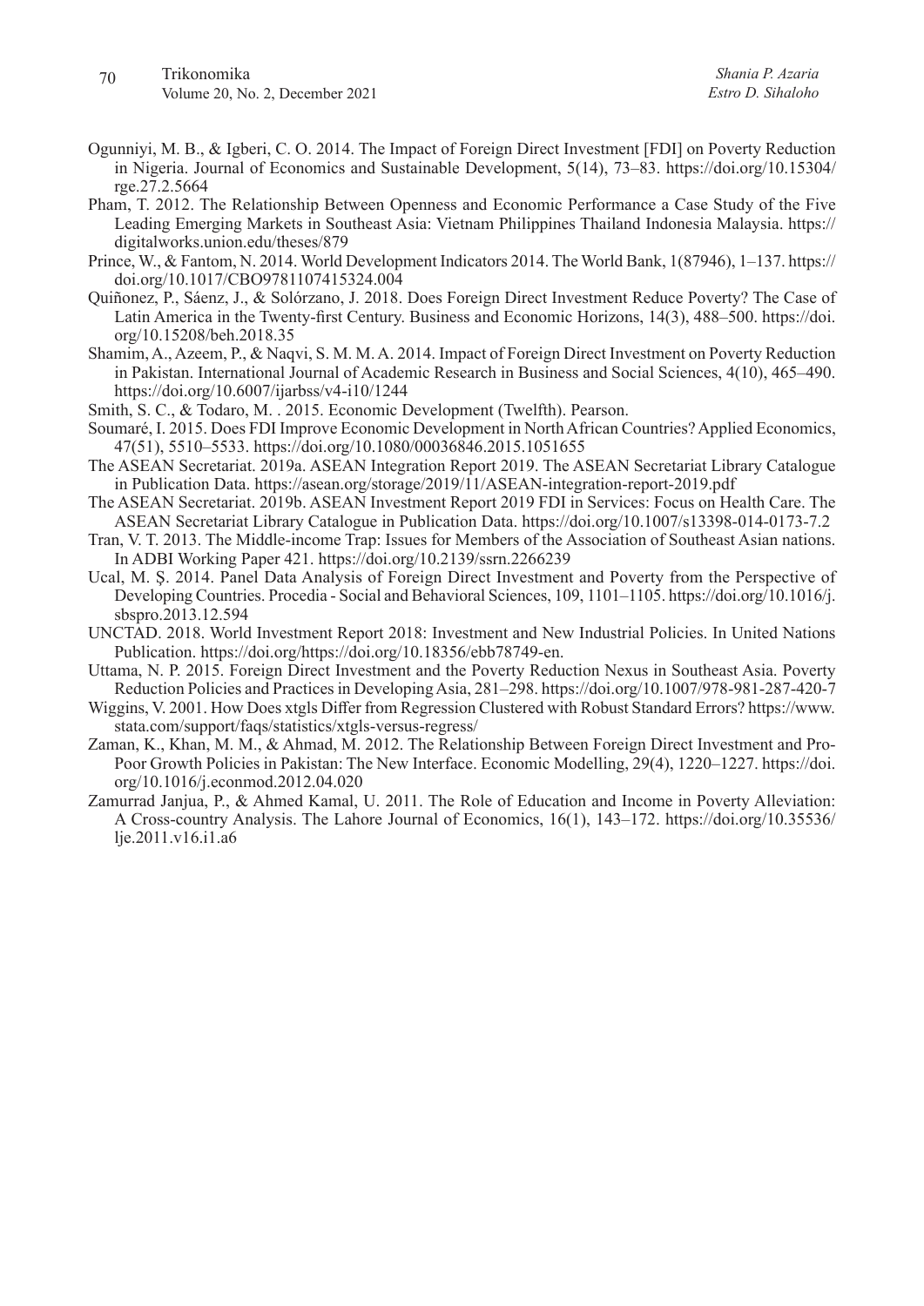Ogunniyi, M. B., & Igberi, C. O. 2014. The Impact of Foreign Direct Investment [FDI] on Poverty Reduction in Nigeria. Journal of Economics and Sustainable Development, 5(14), 73–83. https://doi.org/10.15304/rge.27.2.5664

Pham, T. 2012. The Relationship Between Openness and Economic Performance a Case Study of the Five Leading Emerging Markets in Southeast Asia: Vietnam Philippines Thailand Indonesia Malaysia. https://digitalworks.union.edu/theses/879

Prince, W., & Fantom, N. 2014. World Development Indicators 2014. The World Bank, 1(87946), 1–137. https://doi.org/10.1017/CBO9781107415324.004

Quiñonez, P., Sáenz, J., & Solórzano, J. 2018. Does Foreign Direct Investment Reduce Poverty? The Case of Latin America in the Twenty-first Century. Business and Economic Horizons, 14(3), 488–500. https://doi.org/10.15208/beh.2018.35

Shamim, A., Azeem, P., & Naqvi, S. M. M. A. 2014. Impact of Foreign Direct Investment on Poverty Reduction in Pakistan. International Journal of Academic Research in Business and Social Sciences, 4(10), 465–490. https://doi.org/10.6007/ijarbss/v4-i10/1244

Smith, S. C., & Todaro, M. . 2015. Economic Development (Twelfth). Pearson.

Soumaré, I. 2015. Does FDI Improve Economic Development in North African Countries? Applied Economics, 47(51), 5510–5533. https://doi.org/10.1080/00036846.2015.1051655

The ASEAN Secretariat. 2019a. ASEAN Integration Report 2019. The ASEAN Secretariat Library Catalogue in Publication Data. https://asean.org/storage/2019/11/ASEAN-integration-report-2019.pdf

The ASEAN Secretariat. 2019b. ASEAN Investment Report 2019 FDI in Services: Focus on Health Care. The ASEAN Secretariat Library Catalogue in Publication Data. https://doi.org/10.1007/s13398-014-0173-7.2

Tran, V. T. 2013. The Middle-income Trap: Issues for Members of the Association of Southeast Asian nations. In ADBI Working Paper 421. https://doi.org/10.2139/ssrn.2266239

Ucal, M. Ş. 2014. Panel Data Analysis of Foreign Direct Investment and Poverty from the Perspective of Developing Countries. Procedia - Social and Behavioral Sciences, 109, 1101–1105. https://doi.org/10.1016/j.sbspro.2013.12.594

UNCTAD. 2018. World Investment Report 2018: Investment and New Industrial Policies. In United Nations Publication. https://doi.org/https://doi.org/10.18356/ebb78749-en.

Uttama, N. P. 2015. Foreign Direct Investment and the Poverty Reduction Nexus in Southeast Asia. Poverty Reduction Policies and Practices in Developing Asia, 281–298. https://doi.org/10.1007/978-981-287-420-7

Wiggins, V. 2001. How Does xtgls Differ from Regression Clustered with Robust Standard Errors? https://www.stata.com/support/faqs/statistics/xtgls-versus-regress/

Zaman, K., Khan, M. M., & Ahmad, M. 2012. The Relationship Between Foreign Direct Investment and Pro-Poor Growth Policies in Pakistan: The New Interface. Economic Modelling, 29(4), 1220–1227. https://doi.org/10.1016/j.econmod.2012.04.020

Zamurrad Janjua, P., & Ahmed Kamal, U. 2011. The Role of Education and Income in Poverty Alleviation: A Cross-country Analysis. The Lahore Journal of Economics, 16(1), 143–172. https://doi.org/10.35536/lje.2011.v16.i1.a6